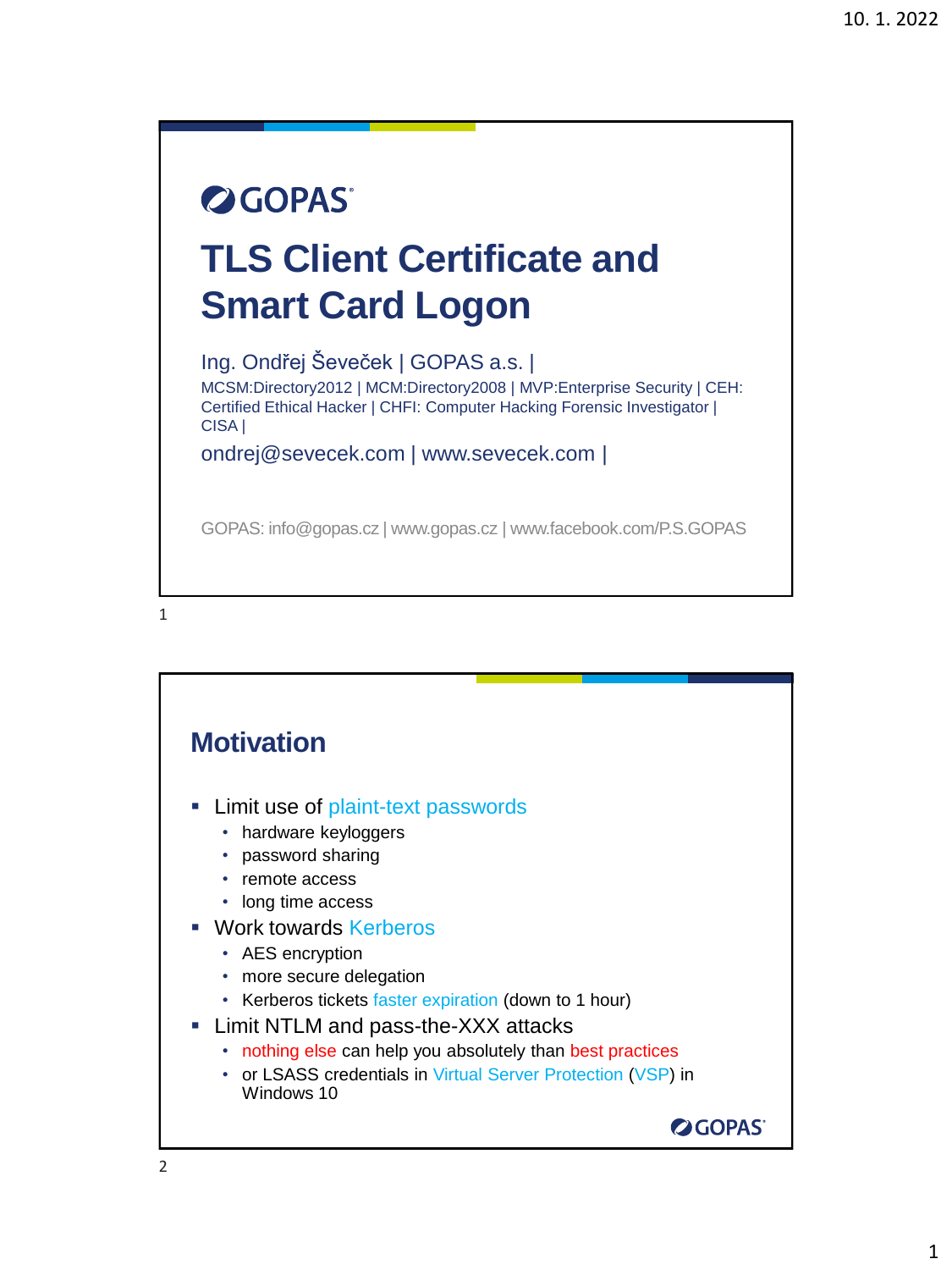GOPAS

# TLS Client Certificate and Smart Card Logon

Ing. Ondřej Ševeček | GOPAS a.s. |
MCSM:Directory2012 | MCM:Directory2008 | MVP:Enterprise Security | CEH: Certified Ethical Hacker | CHFI: Computer Hacking Forensic Investigator | CISA |

ondrej@sevecek.com | www.sevecek.com |

GOPAS: info@gopas.cz | www.gopas.cz | www.facebook.com/P.S.GOPAS

## Motivation

- Limit use of plaint-text passwords
  - hardware keyloggers
  - password sharing
  - remote access
  - long time access
- Work towards Kerberos
  - AES encryption
  - more secure delegation
  - Kerberos tickets faster expiration (down to 1 hour)
- Limit NTLM and pass-the-XXX attacks
  - nothing else can help you absolutely than best practices
  - or LSASS credentials in Virtual Server Protection (VSP) in Windows 10

GOPAS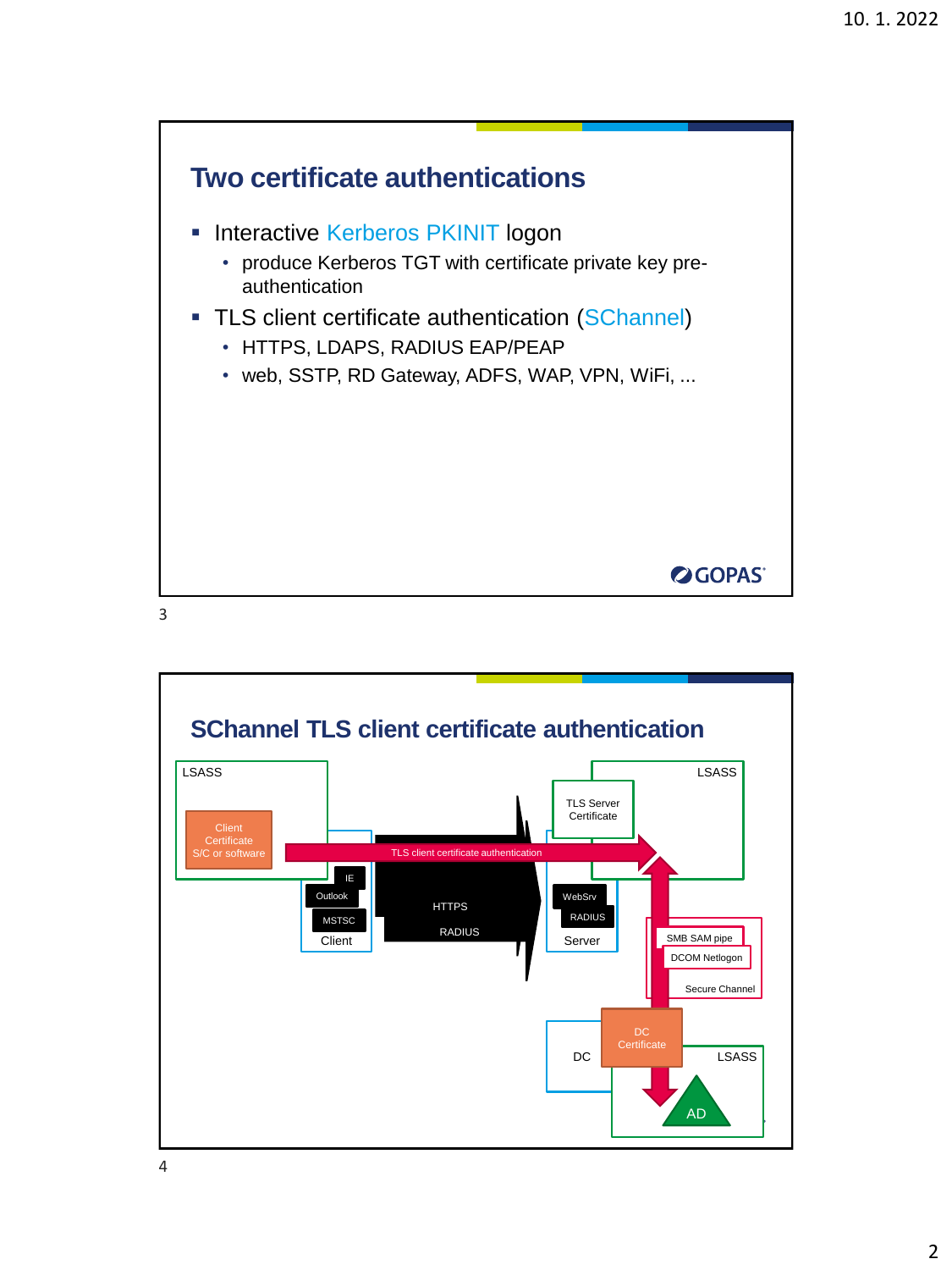## Two certificate authentications

- Interactive Kerberos PKINIT logon
  - produce Kerberos TGT with certificate private key pre-authentication
- TLS client certificate authentication (SChannel)
  - HTTPS, LDAPS, RADIUS EAP/PEAP
  - web, SSTP, RD Gateway, ADFS, WAP, VPN, WiFi, ...

## SChannel TLS client certificate authentication

LSASS

Client Certificate S/C or software

IE

Outlook

MSTSC

Client

TLS client certificate authentication

HTTPS

RADIUS

TLS Server Certificate

LSASS

WebSrv

RADIUS

Server

SMB SAM pipe

DCOM Netlogon

Secure Channel

DC Certificate

DC

LSASS

AD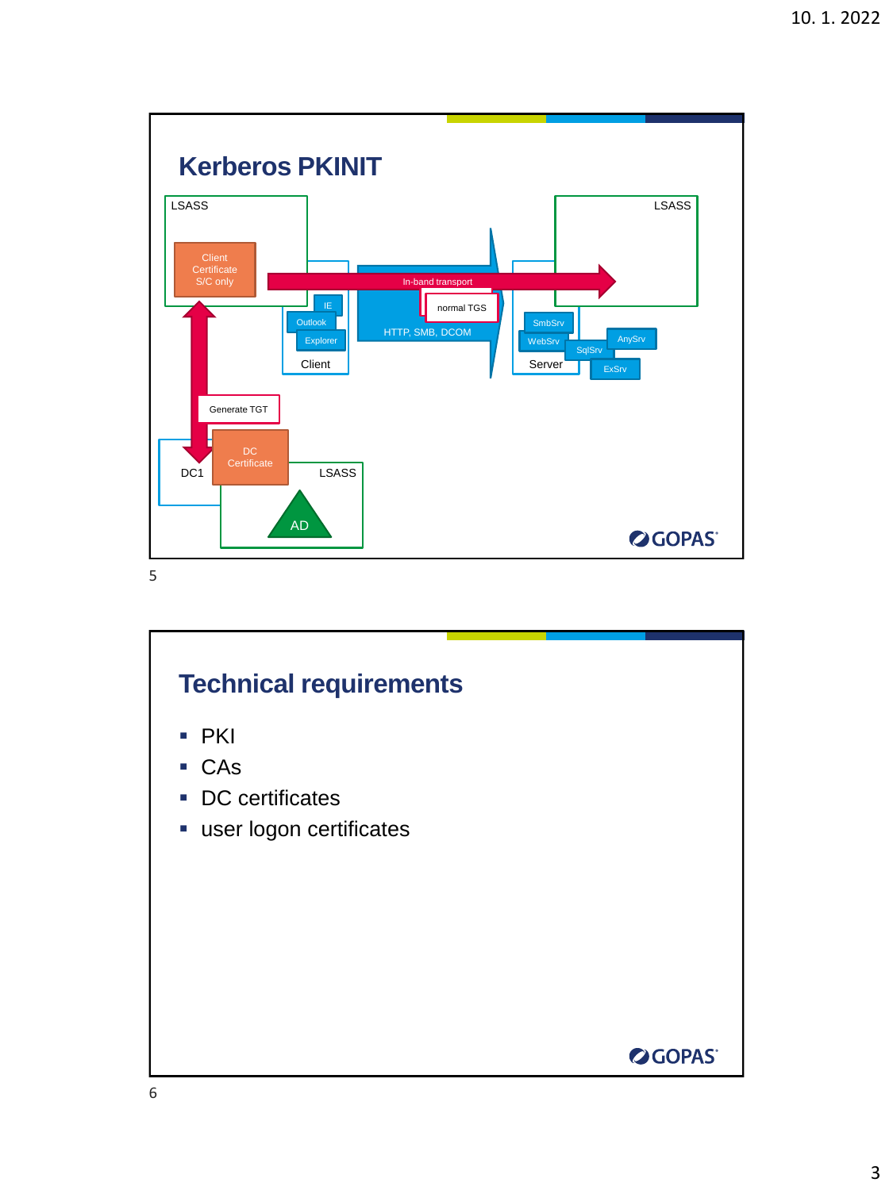## Kerberos PKINIT

LSASS

Client Certificate S/C only

In-band transport

normal TGS

HTTP, SMB, DCOM

IE

Outlook

Explorer

Client

LSASS

SmbSrv

WebSrv

SqlSrv

AnySrv

ExSrv

Server

Generate TGT

DC1

DC Certificate

LSASS

AD

## Technical requirements

- PKI
- CAs
- DC certificates
- user logon certificates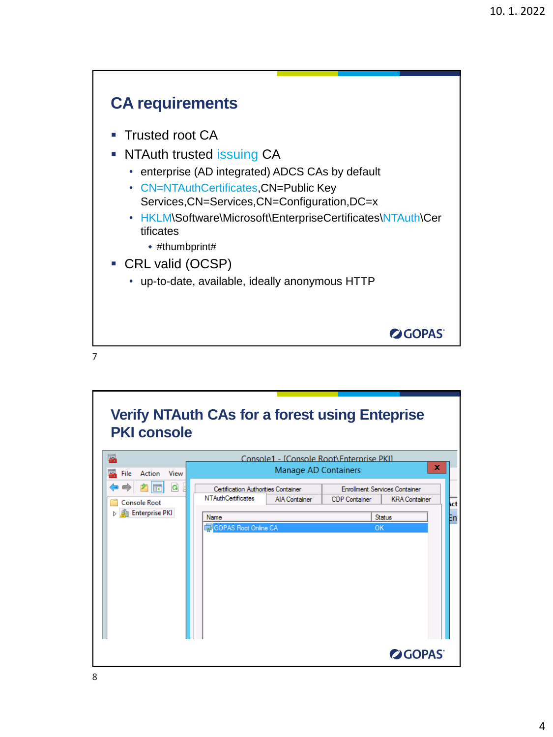## CA requirements

- Trusted root CA
- NTAuth trusted issuing CA
  - enterprise (AD integrated) ADCS CAs by default
  - CN=NTAuthCertificates,CN=Public Key Services,CN=Services,CN=Configuration,DC=x
  - HKLM\Software\Microsoft\EnterpriseCertificates\NTAuth\Certificates
    - #thumbprint#
- CRL valid (OCSP)
  - up-to-date, available, ideally anonymous HTTP

## Verify NTAuth CAs for a forest using Enteprise PKI console

Console1 - [Console Root\Enterprise PKI]

File Action View

Console Root

Enterprise PKI

Manage AD Containers

Certification Authorities Container | Enrollment Services Container

NTAuthCertificates | AIA Container | CDP Container | KRA Container

| Name | Status |
|---|---|
| GOPAS Root Online CA | OK |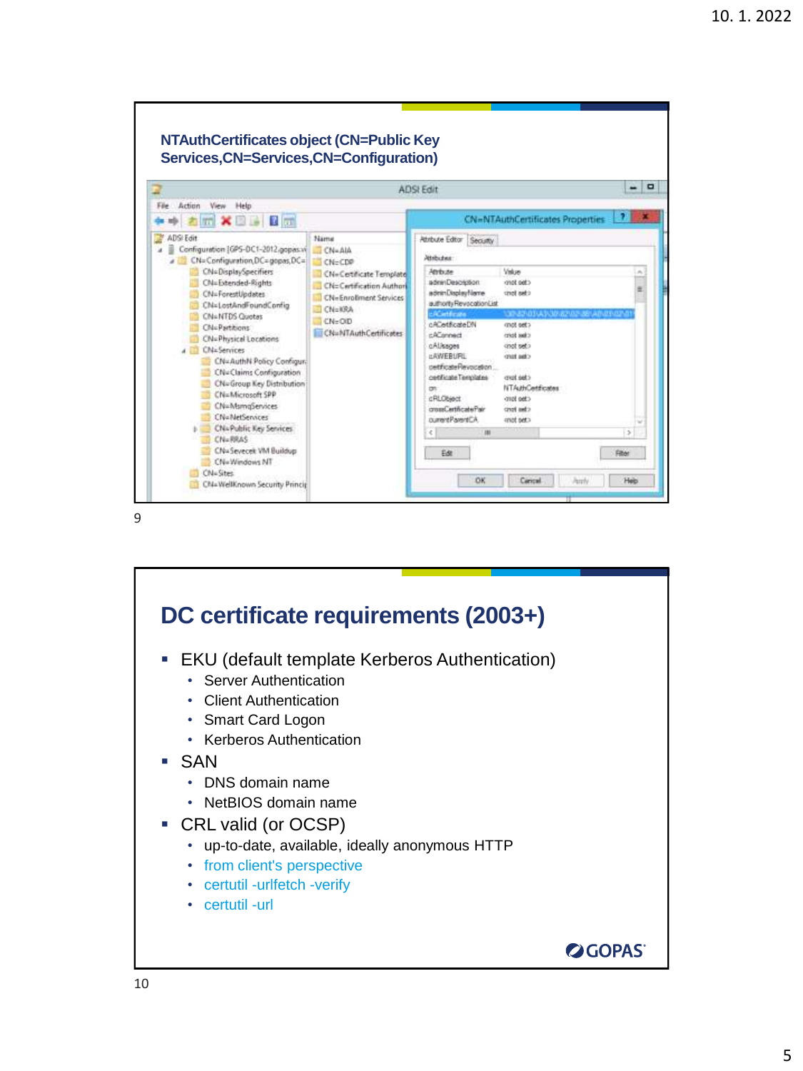## NTAuthCertificates object (CN=Public Key Services,CN=Services,CN=Configuration)

# DC certificate requirements (2003+)

- EKU (default template Kerberos Authentication)
  - Server Authentication
  - Client Authentication
  - Smart Card Logon
  - Kerberos Authentication
- SAN
  - DNS domain name
  - NetBIOS domain name
- CRL valid (or OCSP)
  - up-to-date, available, ideally anonymous HTTP
  - from client's perspective
  - certutil -urlfetch -verify
  - certutil -url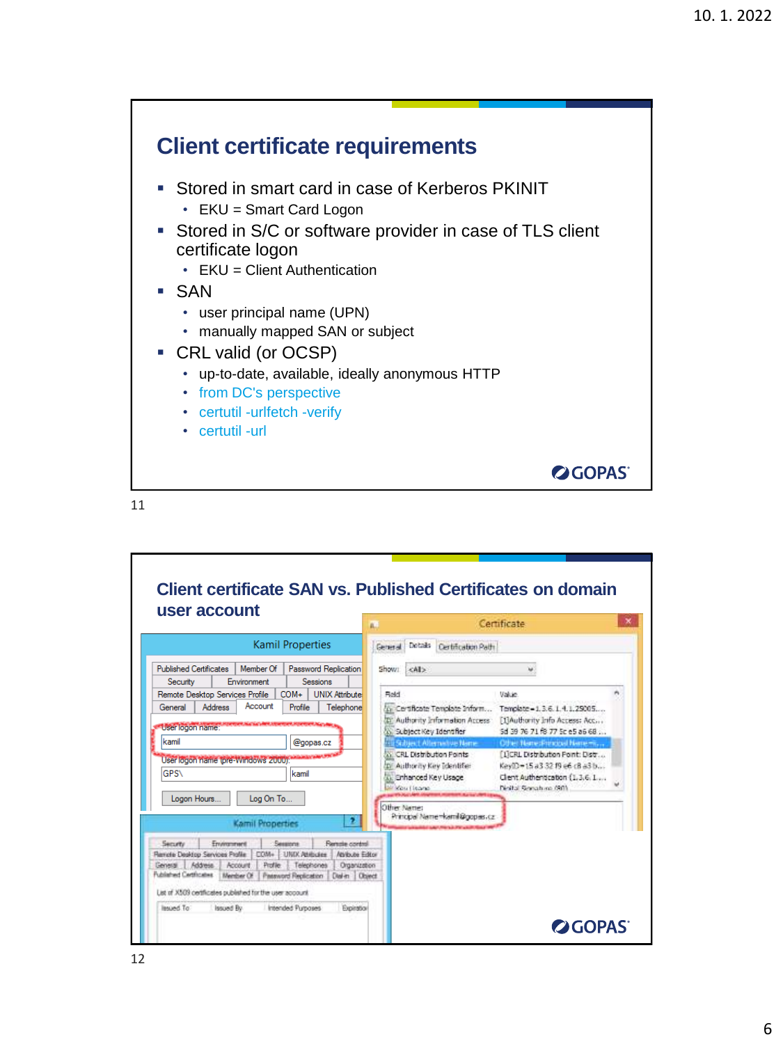## Client certificate requirements

- Stored in smart card in case of Kerberos PKINIT
  - EKU = Smart Card Logon
- Stored in S/C or software provider in case of TLS client certificate logon
  - EKU = Client Authentication
- SAN
  - user principal name (UPN)
  - manually mapped SAN or subject
- CRL valid (or OCSP)
  - up-to-date, available, ideally anonymous HTTP
  - from DC's perspective
  - certutil -urlfetch -verify
  - certutil -url

## Client certificate SAN vs. Published Certificates on domain user account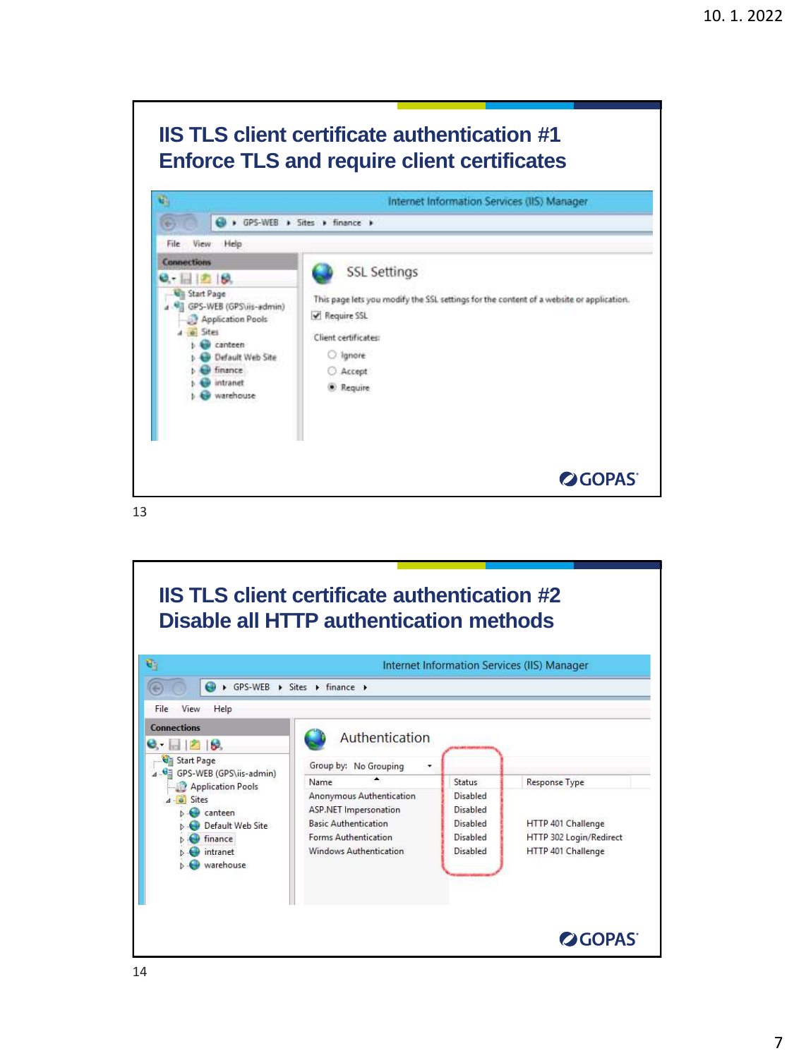## IIS TLS client certificate authentication #1
## Enforce TLS and require client certificates

Internet Information Services (IIS) Manager

GPS-WEB ▸ Sites ▸ finance ▸

File View Help

Connections

- Start Page
- GPS-WEB (GPS\iis-admin)
  - Application Pools
  - Sites
    - canteen
    - Default Web Site
    - finance
    - intranet
    - warehouse

**SSL Settings**

This page lets you modify the SSL settings for the content of a website or application.

☑ Require SSL

Client certificates:

- ○ Ignore
- ○ Accept
- ● Require

GOPAS

13

## IIS TLS client certificate authentication #2
## Disable all HTTP authentication methods

Internet Information Services (IIS) Manager

GPS-WEB ▸ Sites ▸ finance ▸

File View Help

Connections

- Start Page
- GPS-WEB (GPS\iis-admin)
  - Application Pools
  - Sites
    - canteen
    - Default Web Site
    - finance
    - intranet
    - warehouse

**Authentication**

Group by: No Grouping

| Name | Status | Response Type |
|---|---|---|
| Anonymous Authentication | Disabled | |
| ASP.NET Impersonation | Disabled | |
| Basic Authentication | Disabled | HTTP 401 Challenge |
| Forms Authentication | Disabled | HTTP 302 Login/Redirect |
| Windows Authentication | Disabled | HTTP 401 Challenge |

GOPAS

14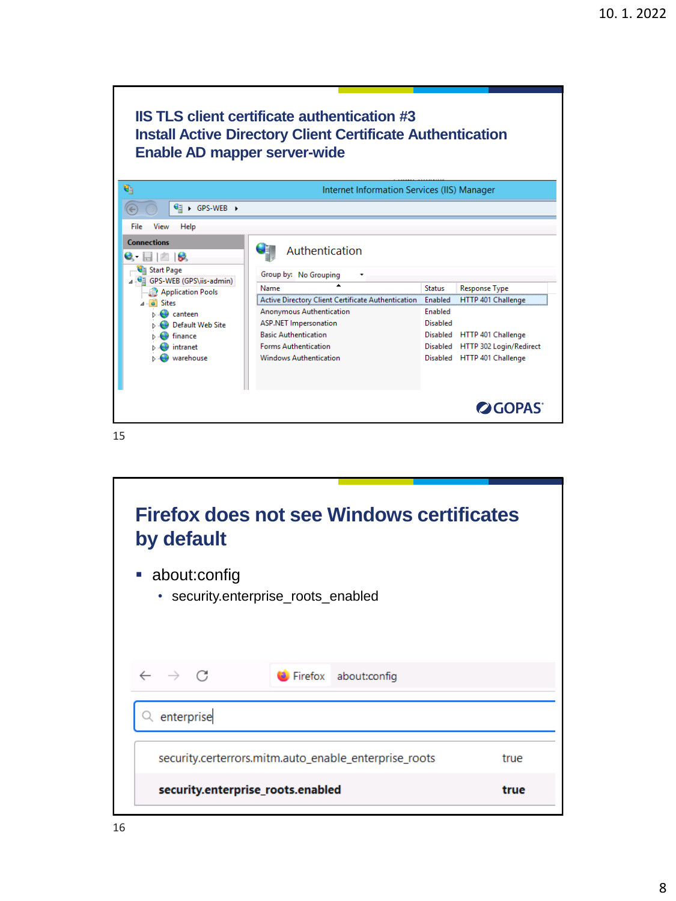## IIS TLS client certificate authentication #3
## Install Active Directory Client Certificate Authentication
## Enable AD mapper server-wide

Internet Information Services (IIS) Manager

GPS-WEB

File View Help

Connections

- Start Page
- GPS-WEB (GPS\iis-admin)
  - Application Pools
  - Sites
    - canteen
    - Default Web Site
    - finance
    - intranet
    - warehouse

Authentication

Group by: No Grouping

| Name | Status | Response Type |
|---|---|---|
| Active Directory Client Certificate Authentication | Enabled | HTTP 401 Challenge |
| Anonymous Authentication | Enabled | |
| ASP.NET Impersonation | Disabled | |
| Basic Authentication | Disabled | HTTP 401 Challenge |
| Forms Authentication | Disabled | HTTP 302 Login/Redirect |
| Windows Authentication | Disabled | HTTP 401 Challenge |

GOPAS

## Firefox does not see Windows certificates by default

- about:config
  - security.enterprise_roots_enabled

Firefox about:config

enterprise

| | |
|---|---|
| security.certerrors.mitm.auto_enable_enterprise_roots | true |
| **security.enterprise_roots.enabled** | **true** |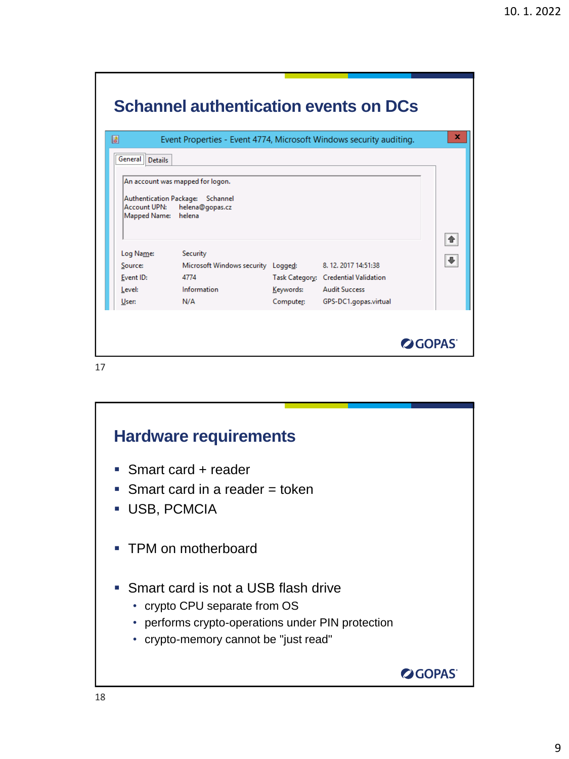## Schannel authentication events on DCs

Event Properties - Event 4774, Microsoft Windows security auditing.

General | Details

An account was mapped for logon.

Authentication Package: Schannel
Account UPN: helena@gopas.cz
Mapped Name: helena

| | | | |
|---|---|---|---|
| Log Name: | Security | | |
| Source: | Microsoft Windows security | Logged: | 8. 12. 2017 14:51:38 |
| Event ID: | 4774 | Task Category: | Credential Validation |
| Level: | Information | Keywords: | Audit Success |
| User: | N/A | Computer: | GPS-DC1.gopas.virtual |

GOPAS

17

## Hardware requirements

- Smart card + reader
- Smart card in a reader = token
- USB, PCMCIA

- TPM on motherboard

- Smart card is not a USB flash drive
  - crypto CPU separate from OS
  - performs crypto-operations under PIN protection
  - crypto-memory cannot be "just read"

GOPAS

18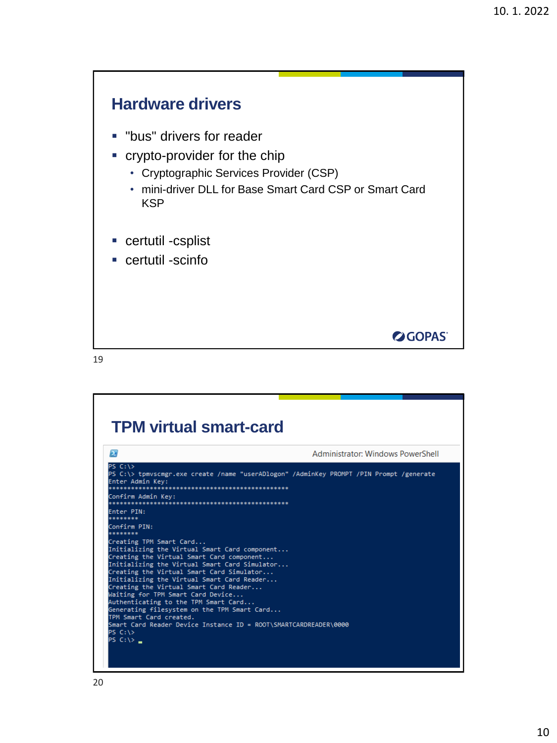## Hardware drivers

- "bus" drivers for reader
- crypto-provider for the chip
  - Cryptographic Services Provider (CSP)
  - mini-driver DLL for Base Smart Card CSP or Smart Card KSP

- certutil -csplist
- certutil -scinfo

## TPM virtual smart-card

Administrator: Windows PowerShell

```
PS C:\>
PS C:\> tpmvscmgr.exe create /name "userADlogon" /AdminKey PROMPT /PIN Prompt /generate
Enter Admin Key:
************************************************
Confirm Admin Key:
************************************************
Enter PIN:
********
Confirm PIN:
********
Creating TPM Smart Card...
Initializing the Virtual Smart Card component...
Creating the Virtual Smart Card component...
Initializing the Virtual Smart Card Simulator...
Creating the Virtual Smart Card Simulator...
Initializing the Virtual Smart Card Reader...
Creating the Virtual Smart Card Reader...
Waiting for TPM Smart Card Device...
Authenticating to the TPM Smart Card...
Generating filesystem on the TPM Smart Card...
TPM Smart Card created.
Smart Card Reader Device Instance ID = ROOT\SMARTCARDREADER\0000
PS C:\>
PS C:\> _
```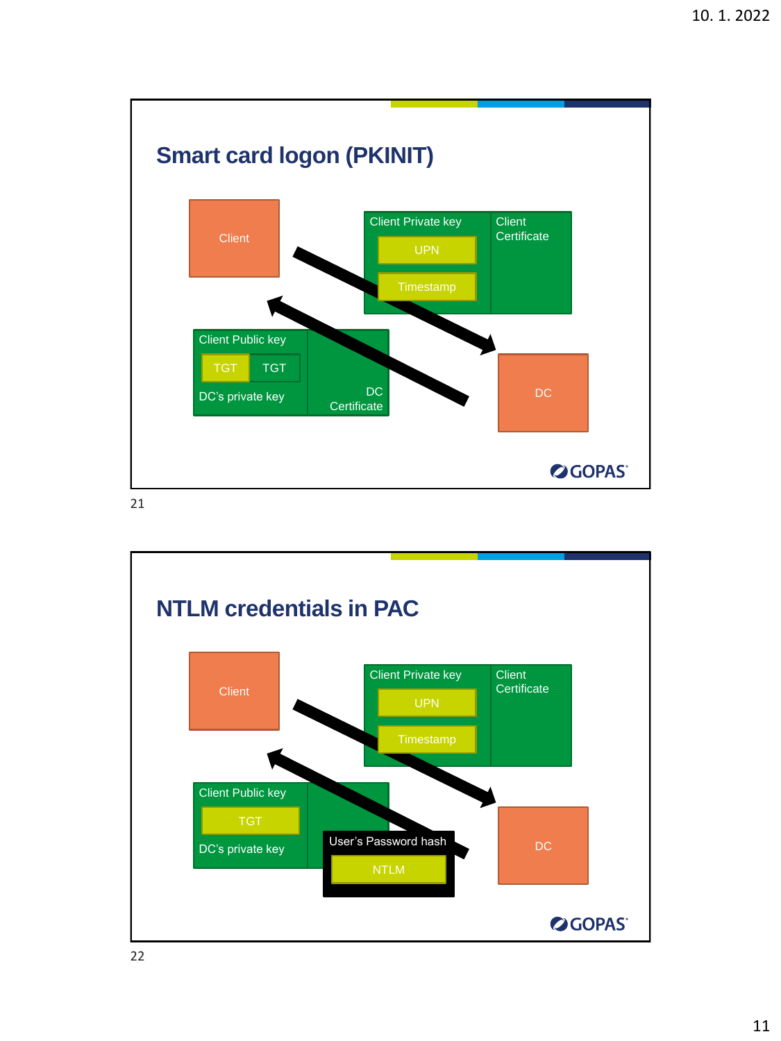## Smart card logon (PKINIT)

Client

Client Private key
UPN
Timestamp

Client Certificate

Client Public key
TGT TGT
DC's private key

DC Certificate

DC

## NTLM credentials in PAC

Client

Client Private key
UPN
Timestamp

Client Certificate

Client Public key
TGT
DC's private key

User's Password hash
NTLM

DC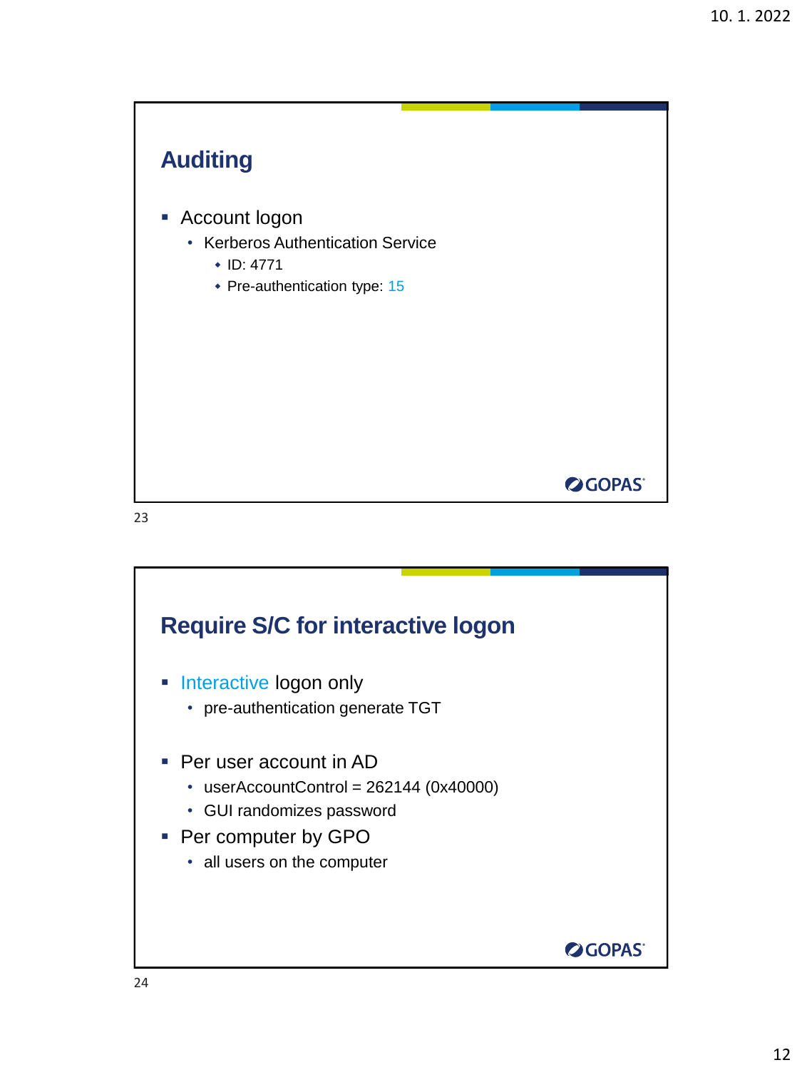## Auditing

- Account logon
  - Kerberos Authentication Service
    - ID: 4771
    - Pre-authentication type: 15

## Require S/C for interactive logon

- Interactive logon only
  - pre-authentication generate TGT

- Per user account in AD
  - userAccountControl = 262144 (0x40000)
  - GUI randomizes password
- Per computer by GPO
  - all users on the computer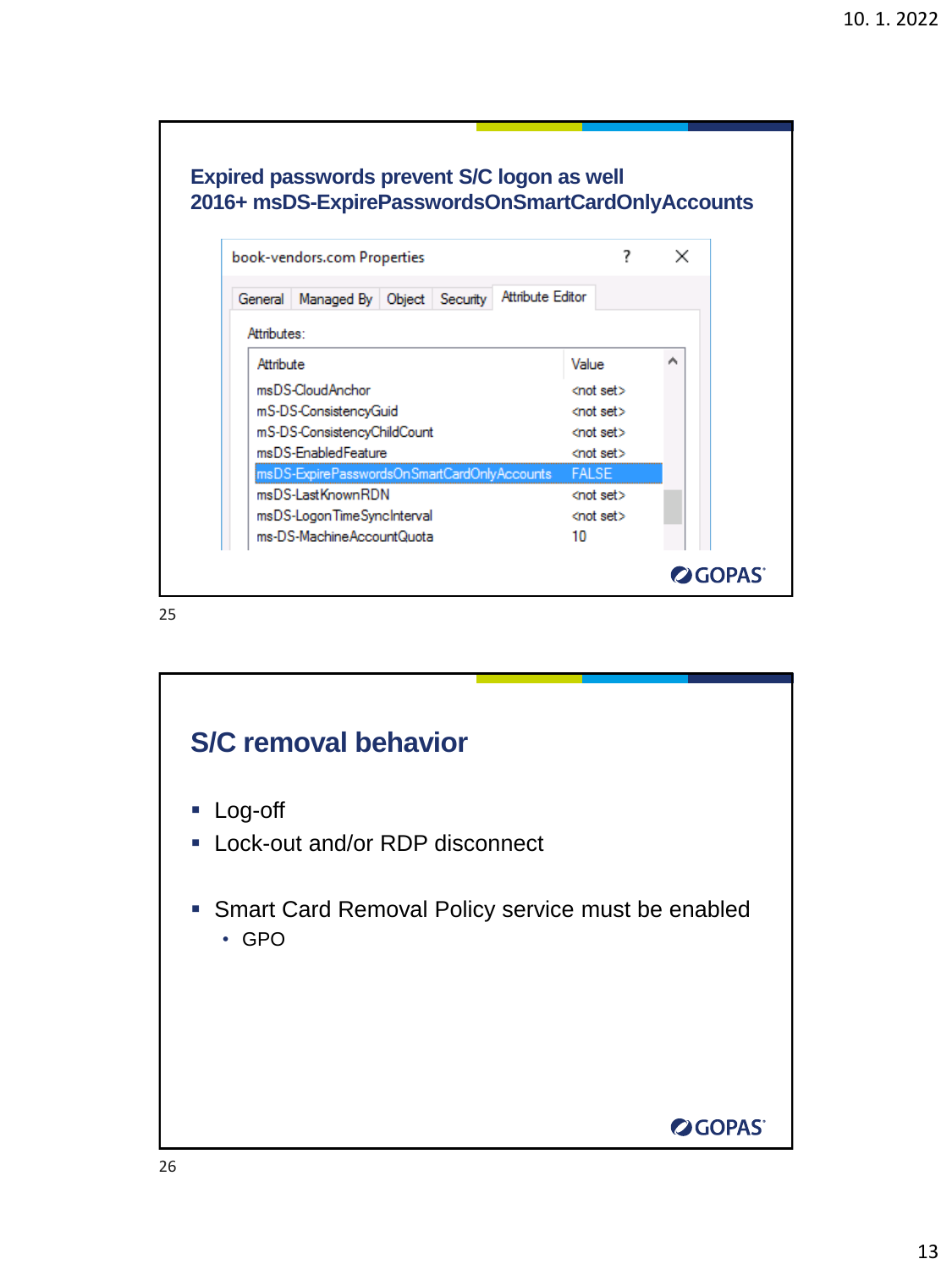## Expired passwords prevent S/C logon as well
## 2016+ msDS-ExpirePasswordsOnSmartCardOnlyAccounts

book-vendors.com Properties

General | Managed By | Object | Security | Attribute Editor

Attributes:

| Attribute | Value |
|---|---|
| msDS-CloudAnchor | <not set> |
| mS-DS-ConsistencyGuid | <not set> |
| mS-DS-ConsistencyChildCount | <not set> |
| msDS-EnabledFeature | <not set> |
| msDS-ExpirePasswordsOnSmartCardOnlyAccounts | FALSE |
| msDS-LastKnownRDN | <not set> |
| msDS-LogonTimeSyncInterval | <not set> |
| ms-DS-MachineAccountQuota | 10 |

GOPAS

## S/C removal behavior

- Log-off
- Lock-out and/or RDP disconnect

- Smart Card Removal Policy service must be enabled
  - GPO

GOPAS